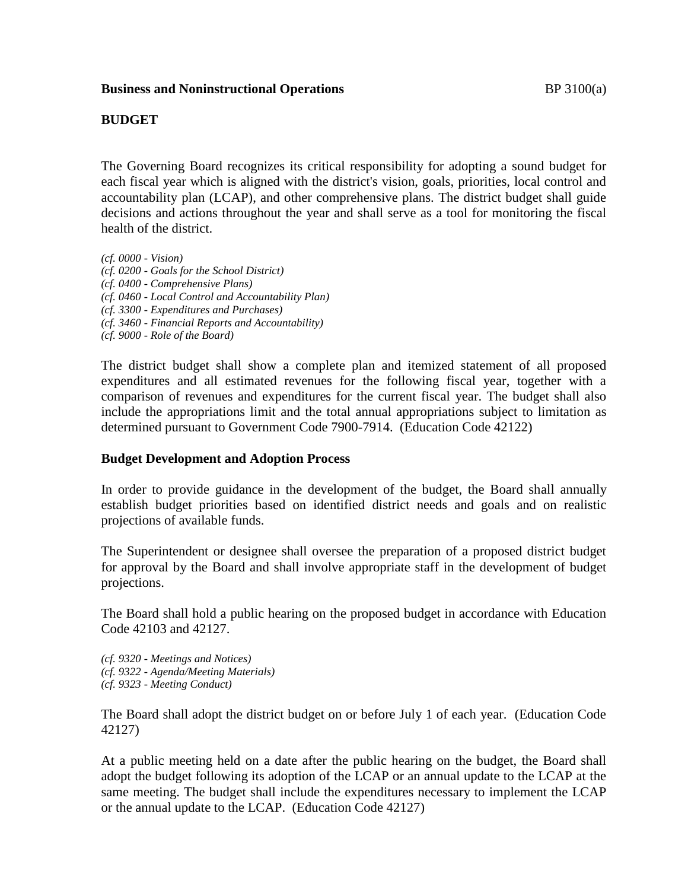**Business and Noninstructional Operations** BP 3100(a)

## BUDGET

The Governing Board recognizes its critical responsibility for adopting a sound budget for each fiscal year which is aligned with the district's vision, goals, priorities, local control and accountability plan (LCAP), and other comprehensive plans. The district budget shall guide decisions and actions throughout the year and shall serve as a tool for monitoring the fiscal health of the district.

*(cf. 0000 - Vision)*
*(cf. 0200 - Goals for the School District)*
*(cf. 0400 - Comprehensive Plans)*
*(cf. 0460 - Local Control and Accountability Plan)*
*(cf. 3300 - Expenditures and Purchases)*
*(cf. 3460 - Financial Reports and Accountability)*
*(cf. 9000 - Role of the Board)*

The district budget shall show a complete plan and itemized statement of all proposed expenditures and all estimated revenues for the following fiscal year, together with a comparison of revenues and expenditures for the current fiscal year. The budget shall also include the appropriations limit and the total annual appropriations subject to limitation as determined pursuant to Government Code 7900-7914. (Education Code 42122)

### Budget Development and Adoption Process

In order to provide guidance in the development of the budget, the Board shall annually establish budget priorities based on identified district needs and goals and on realistic projections of available funds.

The Superintendent or designee shall oversee the preparation of a proposed district budget for approval by the Board and shall involve appropriate staff in the development of budget projections.

The Board shall hold a public hearing on the proposed budget in accordance with Education Code 42103 and 42127.

*(cf. 9320 - Meetings and Notices)*
*(cf. 9322 - Agenda/Meeting Materials)*
*(cf. 9323 - Meeting Conduct)*

The Board shall adopt the district budget on or before July 1 of each year. (Education Code 42127)

At a public meeting held on a date after the public hearing on the budget, the Board shall adopt the budget following its adoption of the LCAP or an annual update to the LCAP at the same meeting. The budget shall include the expenditures necessary to implement the LCAP or the annual update to the LCAP. (Education Code 42127)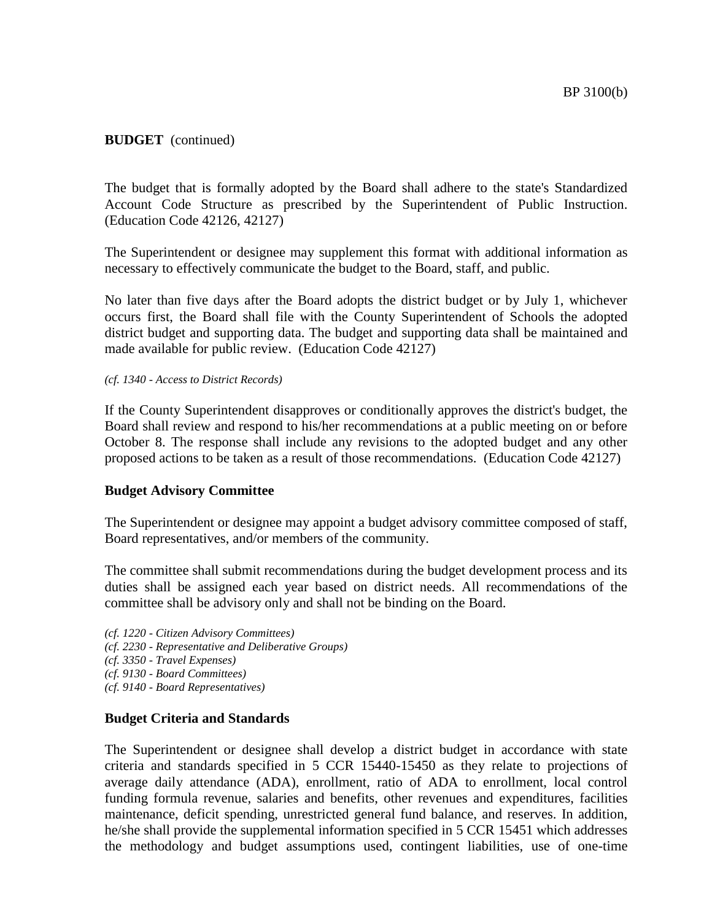**BUDGET** (continued)

The budget that is formally adopted by the Board shall adhere to the state's Standardized Account Code Structure as prescribed by the Superintendent of Public Instruction. (Education Code 42126, 42127)

The Superintendent or designee may supplement this format with additional information as necessary to effectively communicate the budget to the Board, staff, and public.

No later than five days after the Board adopts the district budget or by July 1, whichever occurs first, the Board shall file with the County Superintendent of Schools the adopted district budget and supporting data. The budget and supporting data shall be maintained and made available for public review. (Education Code 42127)

*(cf. 1340 - Access to District Records)*

If the County Superintendent disapproves or conditionally approves the district's budget, the Board shall review and respond to his/her recommendations at a public meeting on or before October 8. The response shall include any revisions to the adopted budget and any other proposed actions to be taken as a result of those recommendations. (Education Code 42127)

**Budget Advisory Committee**

The Superintendent or designee may appoint a budget advisory committee composed of staff, Board representatives, and/or members of the community.

The committee shall submit recommendations during the budget development process and its duties shall be assigned each year based on district needs. All recommendations of the committee shall be advisory only and shall not be binding on the Board.

*(cf. 1220 - Citizen Advisory Committees)*
*(cf. 2230 - Representative and Deliberative Groups)*
*(cf. 3350 - Travel Expenses)*
*(cf. 9130 - Board Committees)*
*(cf. 9140 - Board Representatives)*

**Budget Criteria and Standards**

The Superintendent or designee shall develop a district budget in accordance with state criteria and standards specified in 5 CCR 15440-15450 as they relate to projections of average daily attendance (ADA), enrollment, ratio of ADA to enrollment, local control funding formula revenue, salaries and benefits, other revenues and expenditures, facilities maintenance, deficit spending, unrestricted general fund balance, and reserves. In addition, he/she shall provide the supplemental information specified in 5 CCR 15451 which addresses the methodology and budget assumptions used, contingent liabilities, use of one-time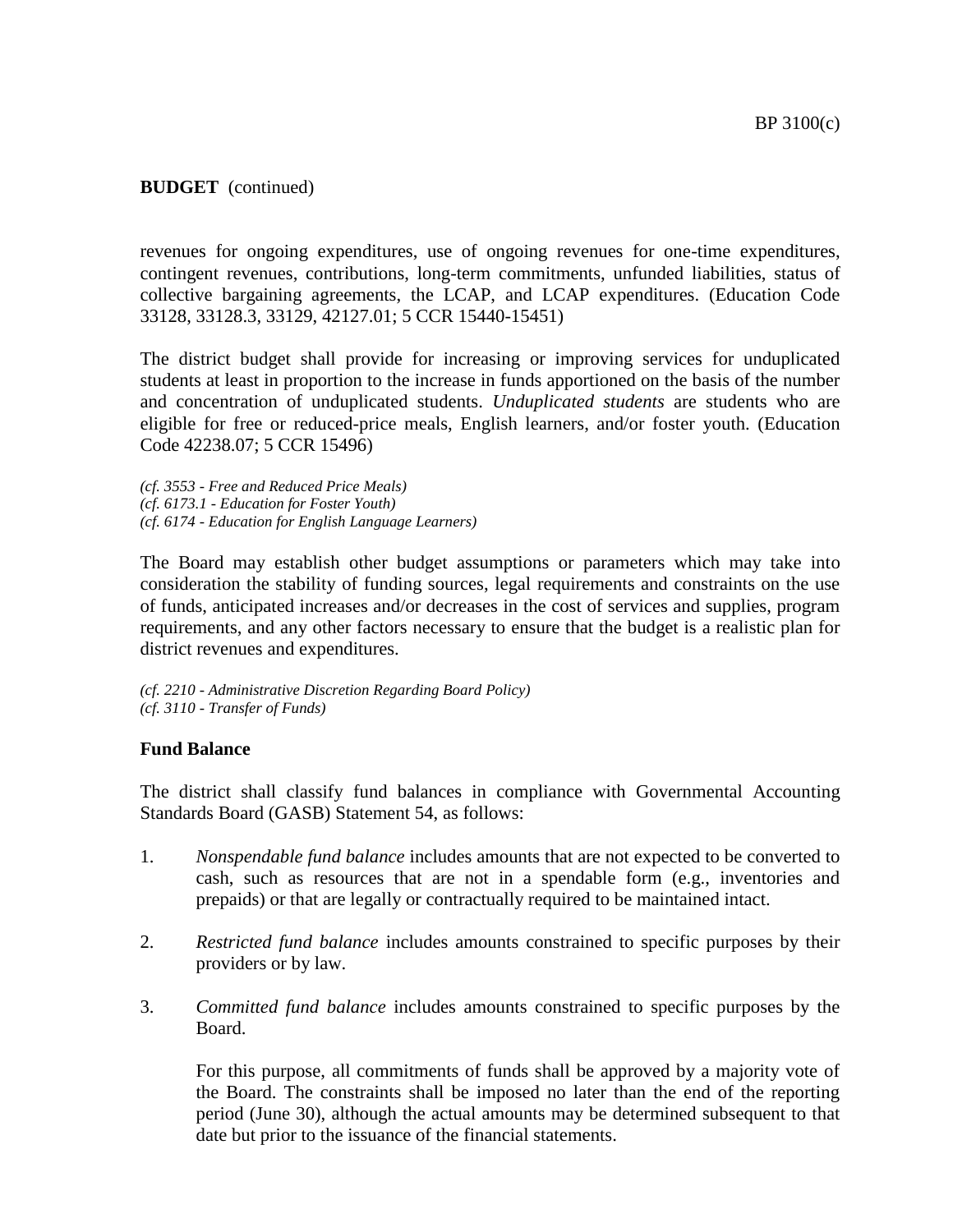**BUDGET** (continued)

revenues for ongoing expenditures, use of ongoing revenues for one-time expenditures, contingent revenues, contributions, long-term commitments, unfunded liabilities, status of collective bargaining agreements, the LCAP, and LCAP expenditures. (Education Code 33128, 33128.3, 33129, 42127.01; 5 CCR 15440-15451)

The district budget shall provide for increasing or improving services for unduplicated students at least in proportion to the increase in funds apportioned on the basis of the number and concentration of unduplicated students. *Unduplicated students* are students who are eligible for free or reduced-price meals, English learners, and/or foster youth. (Education Code 42238.07; 5 CCR 15496)

*(cf. 3553 - Free and Reduced Price Meals)*
*(cf. 6173.1 - Education for Foster Youth)*
*(cf. 6174 - Education for English Language Learners)*

The Board may establish other budget assumptions or parameters which may take into consideration the stability of funding sources, legal requirements and constraints on the use of funds, anticipated increases and/or decreases in the cost of services and supplies, program requirements, and any other factors necessary to ensure that the budget is a realistic plan for district revenues and expenditures.

*(cf. 2210 - Administrative Discretion Regarding Board Policy)*
*(cf. 3110 - Transfer of Funds)*

**Fund Balance**

The district shall classify fund balances in compliance with Governmental Accounting Standards Board (GASB) Statement 54, as follows:

1. *Nonspendable fund balance* includes amounts that are not expected to be converted to cash, such as resources that are not in a spendable form (e.g., inventories and prepaids) or that are legally or contractually required to be maintained intact.

2. *Restricted fund balance* includes amounts constrained to specific purposes by their providers or by law.

3. *Committed fund balance* includes amounts constrained to specific purposes by the Board.

   For this purpose, all commitments of funds shall be approved by a majority vote of the Board. The constraints shall be imposed no later than the end of the reporting period (June 30), although the actual amounts may be determined subsequent to that date but prior to the issuance of the financial statements.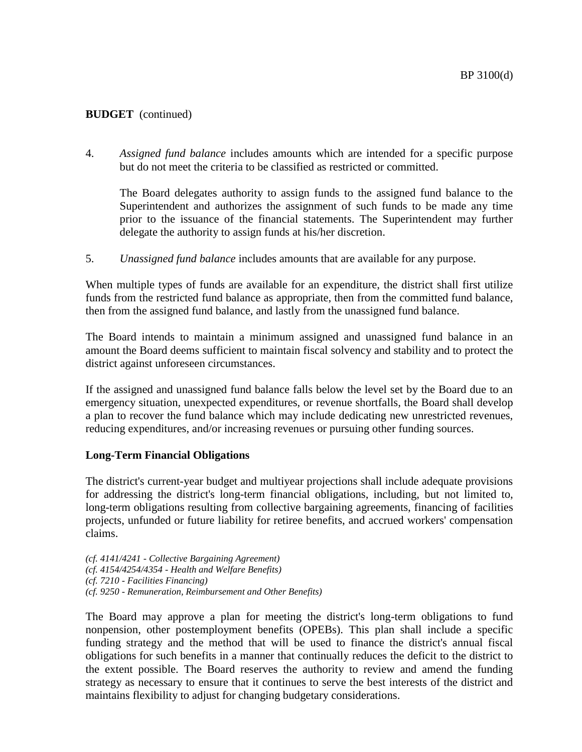**BUDGET** (continued)

4. *Assigned fund balance* includes amounts which are intended for a specific purpose but do not meet the criteria to be classified as restricted or committed.

   The Board delegates authority to assign funds to the assigned fund balance to the Superintendent and authorizes the assignment of such funds to be made any time prior to the issuance of the financial statements. The Superintendent may further delegate the authority to assign funds at his/her discretion.

5. *Unassigned fund balance* includes amounts that are available for any purpose.

When multiple types of funds are available for an expenditure, the district shall first utilize funds from the restricted fund balance as appropriate, then from the committed fund balance, then from the assigned fund balance, and lastly from the unassigned fund balance.

The Board intends to maintain a minimum assigned and unassigned fund balance in an amount the Board deems sufficient to maintain fiscal solvency and stability and to protect the district against unforeseen circumstances.

If the assigned and unassigned fund balance falls below the level set by the Board due to an emergency situation, unexpected expenditures, or revenue shortfalls, the Board shall develop a plan to recover the fund balance which may include dedicating new unrestricted revenues, reducing expenditures, and/or increasing revenues or pursuing other funding sources.

**Long-Term Financial Obligations**

The district's current-year budget and multiyear projections shall include adequate provisions for addressing the district's long-term financial obligations, including, but not limited to, long-term obligations resulting from collective bargaining agreements, financing of facilities projects, unfunded or future liability for retiree benefits, and accrued workers' compensation claims.

*(cf. 4141/4241 - Collective Bargaining Agreement)*
*(cf. 4154/4254/4354 - Health and Welfare Benefits)*
*(cf. 7210 - Facilities Financing)*
*(cf. 9250 - Remuneration, Reimbursement and Other Benefits)*

The Board may approve a plan for meeting the district's long-term obligations to fund nonpension, other postemployment benefits (OPEBs). This plan shall include a specific funding strategy and the method that will be used to finance the district's annual fiscal obligations for such benefits in a manner that continually reduces the deficit to the district to the extent possible. The Board reserves the authority to review and amend the funding strategy as necessary to ensure that it continues to serve the best interests of the district and maintains flexibility to adjust for changing budgetary considerations.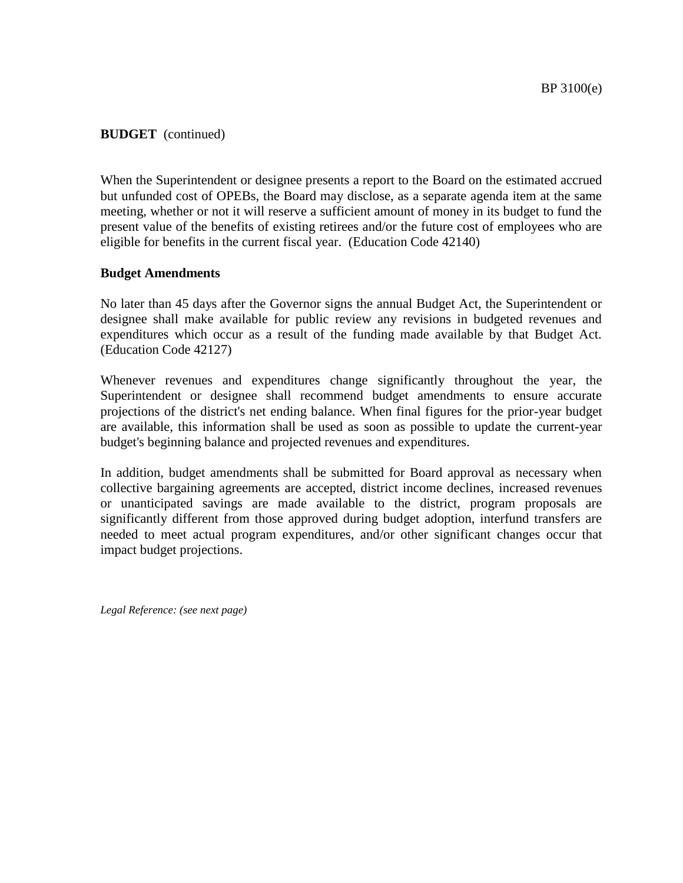**BUDGET** (continued)

When the Superintendent or designee presents a report to the Board on the estimated accrued but unfunded cost of OPEBs, the Board may disclose, as a separate agenda item at the same meeting, whether or not it will reserve a sufficient amount of money in its budget to fund the present value of the benefits of existing retirees and/or the future cost of employees who are eligible for benefits in the current fiscal year. (Education Code 42140)

**Budget Amendments**

No later than 45 days after the Governor signs the annual Budget Act, the Superintendent or designee shall make available for public review any revisions in budgeted revenues and expenditures which occur as a result of the funding made available by that Budget Act. (Education Code 42127)

Whenever revenues and expenditures change significantly throughout the year, the Superintendent or designee shall recommend budget amendments to ensure accurate projections of the district's net ending balance. When final figures for the prior-year budget are available, this information shall be used as soon as possible to update the current-year budget's beginning balance and projected revenues and expenditures.

In addition, budget amendments shall be submitted for Board approval as necessary when collective bargaining agreements are accepted, district income declines, increased revenues or unanticipated savings are made available to the district, program proposals are significantly different from those approved during budget adoption, interfund transfers are needed to meet actual program expenditures, and/or other significant changes occur that impact budget projections.

*Legal Reference: (see next page)*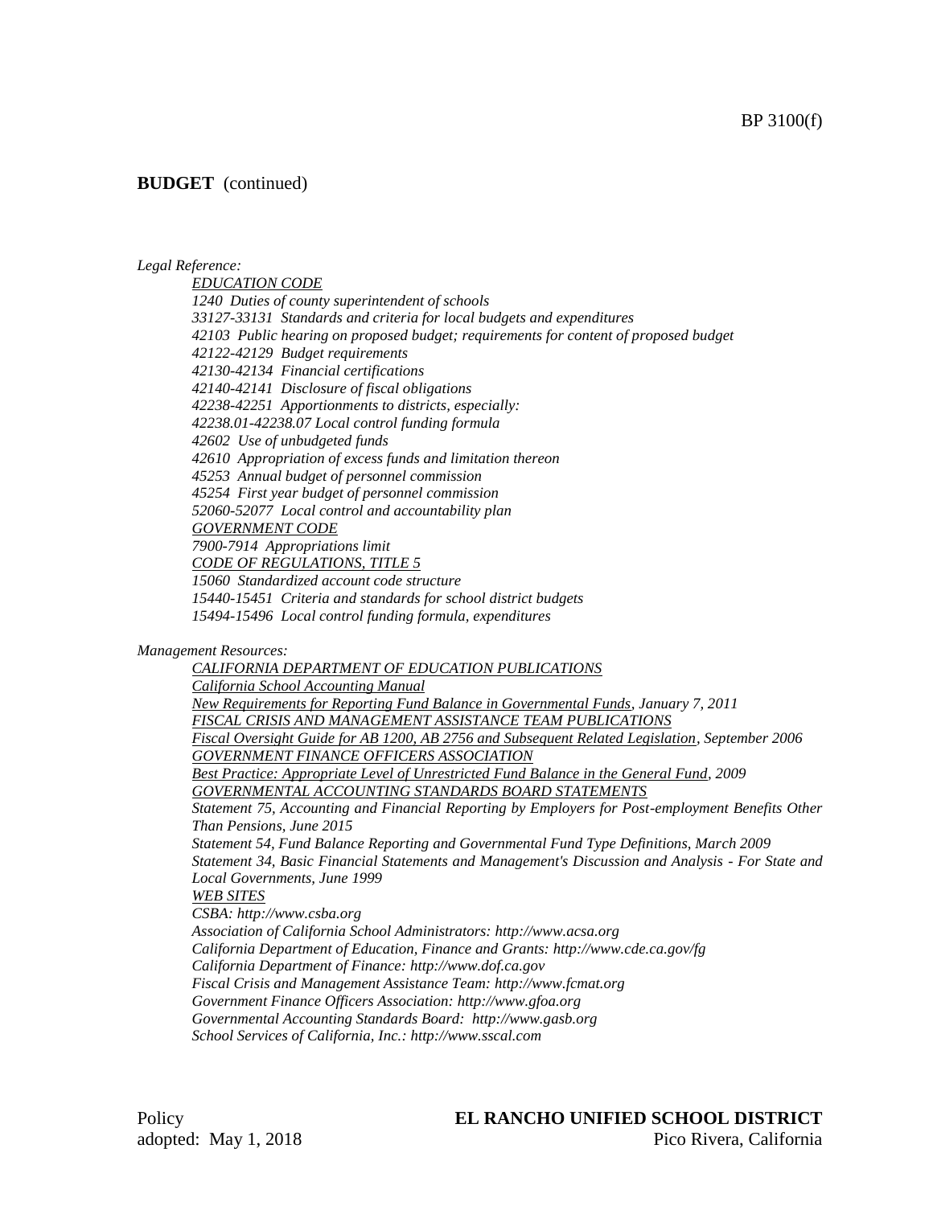**BUDGET** (continued)

*Legal Reference:*

*EDUCATION CODE*
*1240 Duties of county superintendent of schools*
*33127-33131 Standards and criteria for local budgets and expenditures*
*42103 Public hearing on proposed budget; requirements for content of proposed budget*
*42122-42129 Budget requirements*
*42130-42134 Financial certifications*
*42140-42141 Disclosure of fiscal obligations*
*42238-42251 Apportionments to districts, especially:*
*42238.01-42238.07 Local control funding formula*
*42602 Use of unbudgeted funds*
*42610 Appropriation of excess funds and limitation thereon*
*45253 Annual budget of personnel commission*
*45254 First year budget of personnel commission*
*52060-52077 Local control and accountability plan*
*GOVERNMENT CODE*
*7900-7914 Appropriations limit*
*CODE OF REGULATIONS, TITLE 5*
*15060 Standardized account code structure*
*15440-15451 Criteria and standards for school district budgets*
*15494-15496 Local control funding formula, expenditures*

*Management Resources:*

*CALIFORNIA DEPARTMENT OF EDUCATION PUBLICATIONS*
*California School Accounting Manual*
*New Requirements for Reporting Fund Balance in Governmental Funds, January 7, 2011*
*FISCAL CRISIS AND MANAGEMENT ASSISTANCE TEAM PUBLICATIONS*
*Fiscal Oversight Guide for AB 1200, AB 2756 and Subsequent Related Legislation, September 2006*
*GOVERNMENT FINANCE OFFICERS ASSOCIATION*
*Best Practice: Appropriate Level of Unrestricted Fund Balance in the General Fund, 2009*
*GOVERNMENTAL ACCOUNTING STANDARDS BOARD STATEMENTS*
*Statement 75, Accounting and Financial Reporting by Employers for Post-employment Benefits Other Than Pensions, June 2015*
*Statement 54, Fund Balance Reporting and Governmental Fund Type Definitions, March 2009*
*Statement 34, Basic Financial Statements and Management's Discussion and Analysis - For State and Local Governments, June 1999*
*WEB SITES*
*CSBA: http://www.csba.org*
*Association of California School Administrators: http://www.acsa.org*
*California Department of Education, Finance and Grants: http://www.cde.ca.gov/fg*
*California Department of Finance: http://www.dof.ca.gov*
*Fiscal Crisis and Management Assistance Team: http://www.fcmat.org*
*Government Finance Officers Association: http://www.gfoa.org*
*Governmental Accounting Standards Board: http://www.gasb.org*
*School Services of California, Inc.: http://www.sscal.com*

Policy
adopted: May 1, 2018

**EL RANCHO UNIFIED SCHOOL DISTRICT**
Pico Rivera, California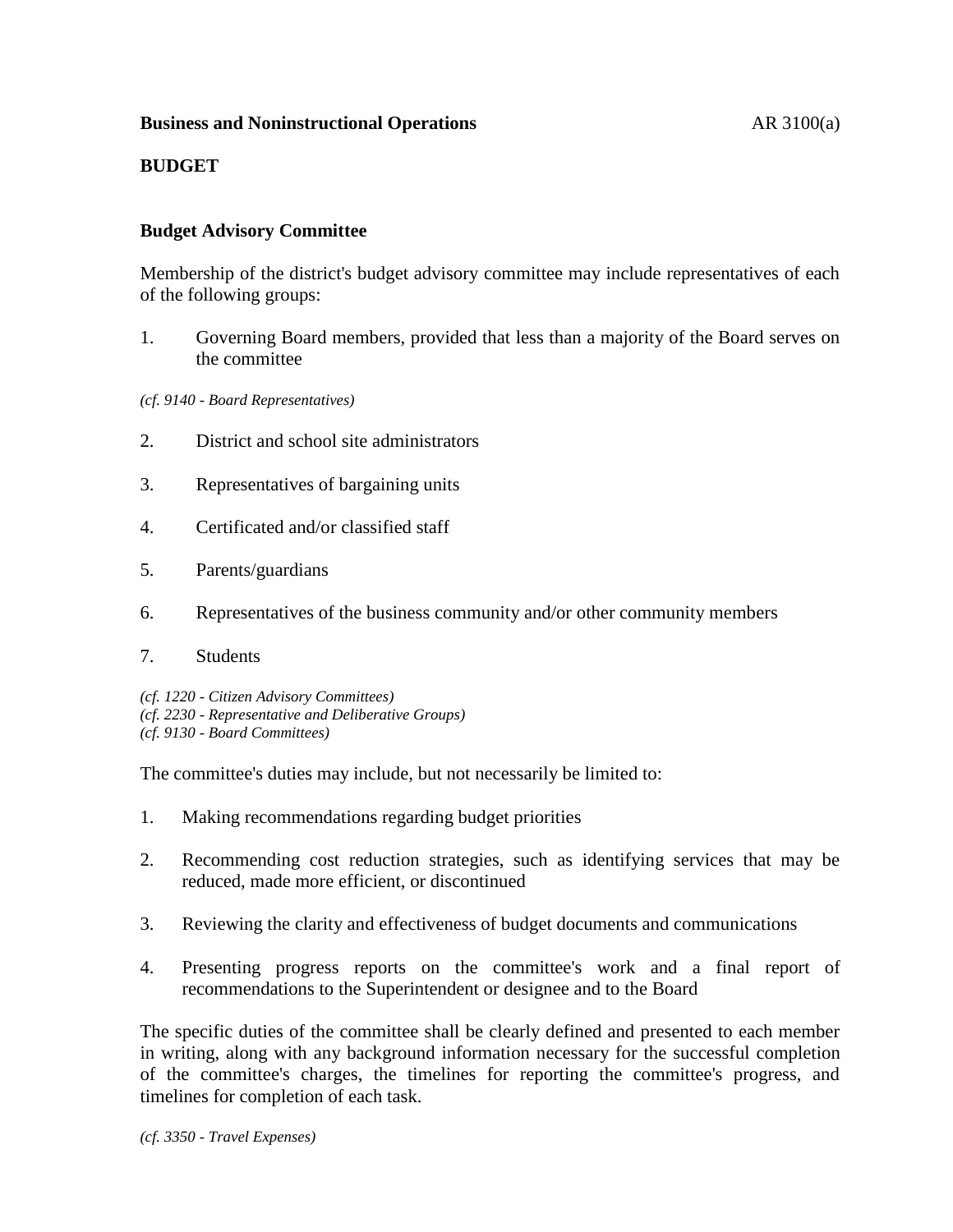**Business and Noninstructional Operations** AR 3100(a)

**BUDGET**

**Budget Advisory Committee**

Membership of the district's budget advisory committee may include representatives of each of the following groups:

1. Governing Board members, provided that less than a majority of the Board serves on the committee

*(cf. 9140 - Board Representatives)*

2. District and school site administrators

3. Representatives of bargaining units

4. Certificated and/or classified staff

5. Parents/guardians

6. Representatives of the business community and/or other community members

7. Students

*(cf. 1220 - Citizen Advisory Committees)*
*(cf. 2230 - Representative and Deliberative Groups)*
*(cf. 9130 - Board Committees)*

The committee's duties may include, but not necessarily be limited to:

1. Making recommendations regarding budget priorities

2. Recommending cost reduction strategies, such as identifying services that may be reduced, made more efficient, or discontinued

3. Reviewing the clarity and effectiveness of budget documents and communications

4. Presenting progress reports on the committee's work and a final report of recommendations to the Superintendent or designee and to the Board

The specific duties of the committee shall be clearly defined and presented to each member in writing, along with any background information necessary for the successful completion of the committee's charges, the timelines for reporting the committee's progress, and timelines for completion of each task.

*(cf. 3350 - Travel Expenses)*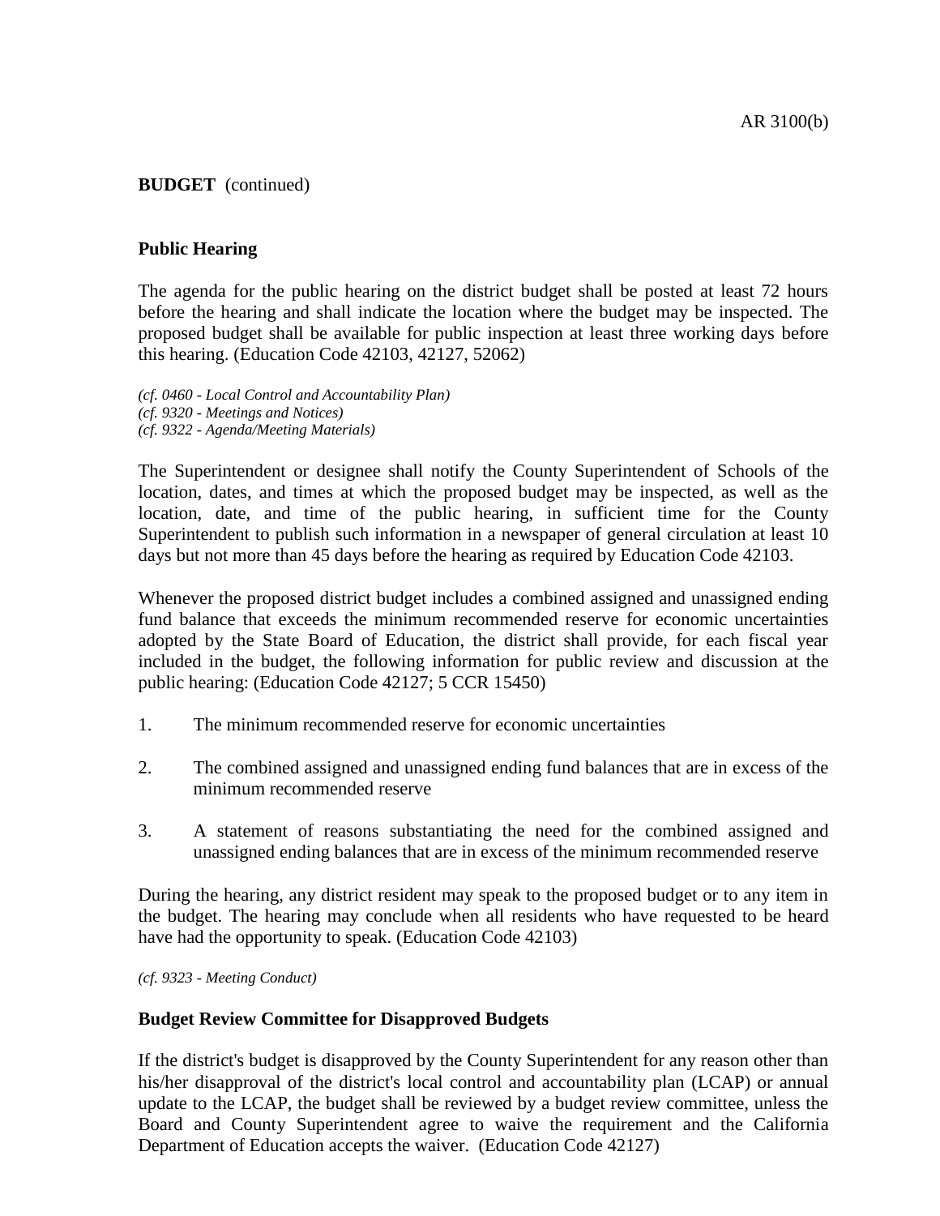**BUDGET** (continued)

### Public Hearing

The agenda for the public hearing on the district budget shall be posted at least 72 hours before the hearing and shall indicate the location where the budget may be inspected. The proposed budget shall be available for public inspection at least three working days before this hearing. (Education Code 42103, 42127, 52062)

*(cf. 0460 - Local Control and Accountability Plan)*
*(cf. 9320 - Meetings and Notices)*
*(cf. 9322 - Agenda/Meeting Materials)*

The Superintendent or designee shall notify the County Superintendent of Schools of the location, dates, and times at which the proposed budget may be inspected, as well as the location, date, and time of the public hearing, in sufficient time for the County Superintendent to publish such information in a newspaper of general circulation at least 10 days but not more than 45 days before the hearing as required by Education Code 42103.

Whenever the proposed district budget includes a combined assigned and unassigned ending fund balance that exceeds the minimum recommended reserve for economic uncertainties adopted by the State Board of Education, the district shall provide, for each fiscal year included in the budget, the following information for public review and discussion at the public hearing: (Education Code 42127; 5 CCR 15450)

1. The minimum recommended reserve for economic uncertainties
2. The combined assigned and unassigned ending fund balances that are in excess of the minimum recommended reserve
3. A statement of reasons substantiating the need for the combined assigned and unassigned ending balances that are in excess of the minimum recommended reserve

During the hearing, any district resident may speak to the proposed budget or to any item in the budget. The hearing may conclude when all residents who have requested to be heard have had the opportunity to speak. (Education Code 42103)

*(cf. 9323 - Meeting Conduct)*

### Budget Review Committee for Disapproved Budgets

If the district's budget is disapproved by the County Superintendent for any reason other than his/her disapproval of the district's local control and accountability plan (LCAP) or annual update to the LCAP, the budget shall be reviewed by a budget review committee, unless the Board and County Superintendent agree to waive the requirement and the California Department of Education accepts the waiver. (Education Code 42127)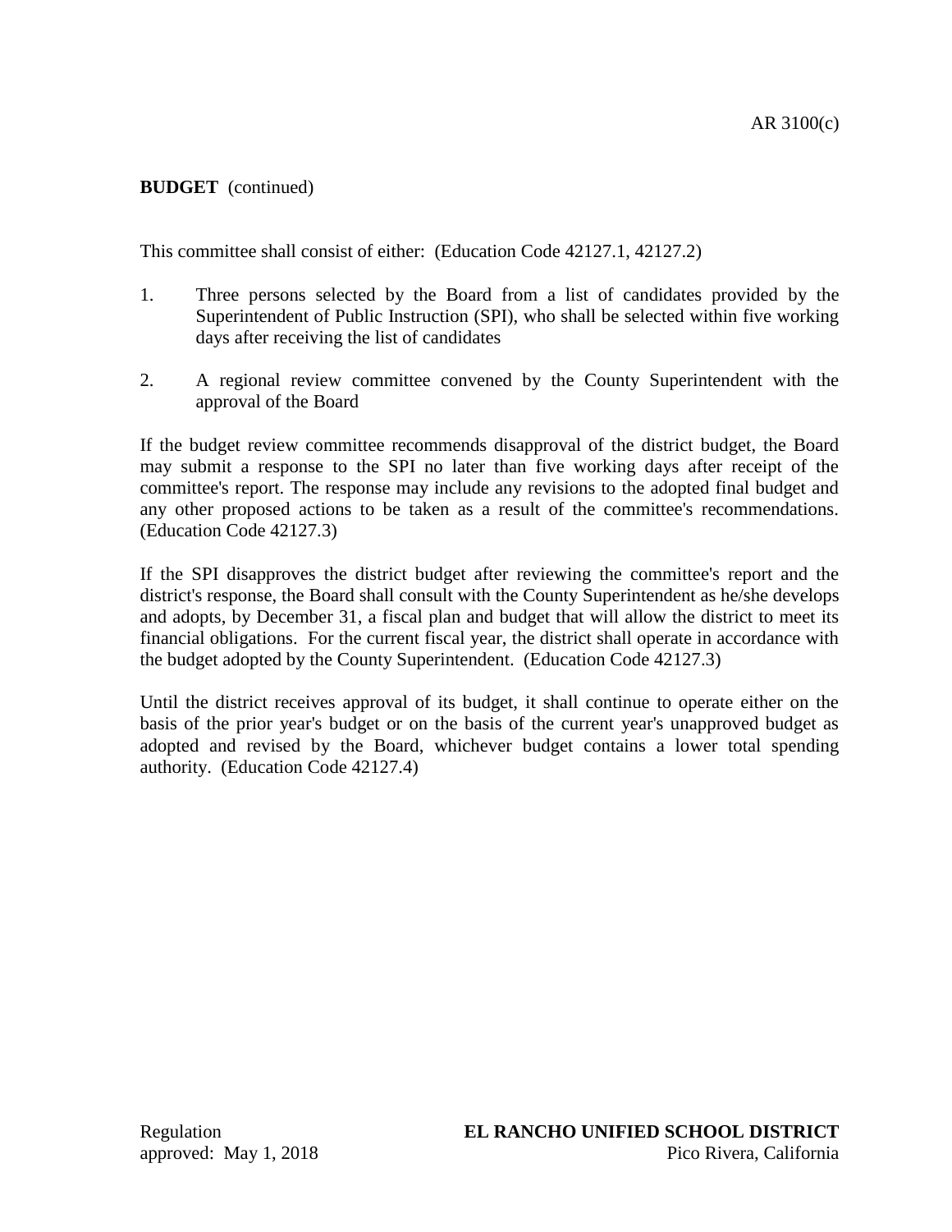**BUDGET** (continued)

This committee shall consist of either: (Education Code 42127.1, 42127.2)

1. Three persons selected by the Board from a list of candidates provided by the Superintendent of Public Instruction (SPI), who shall be selected within five working days after receiving the list of candidates

2. A regional review committee convened by the County Superintendent with the approval of the Board

If the budget review committee recommends disapproval of the district budget, the Board may submit a response to the SPI no later than five working days after receipt of the committee's report. The response may include any revisions to the adopted final budget and any other proposed actions to be taken as a result of the committee's recommendations. (Education Code 42127.3)

If the SPI disapproves the district budget after reviewing the committee's report and the district's response, the Board shall consult with the County Superintendent as he/she develops and adopts, by December 31, a fiscal plan and budget that will allow the district to meet its financial obligations. For the current fiscal year, the district shall operate in accordance with the budget adopted by the County Superintendent. (Education Code 42127.3)

Until the district receives approval of its budget, it shall continue to operate either on the basis of the prior year's budget or on the basis of the current year's unapproved budget as adopted and revised by the Board, whichever budget contains a lower total spending authority. (Education Code 42127.4)

Regulation approved: May 1, 2018

**EL RANCHO UNIFIED SCHOOL DISTRICT**
Pico Rivera, California